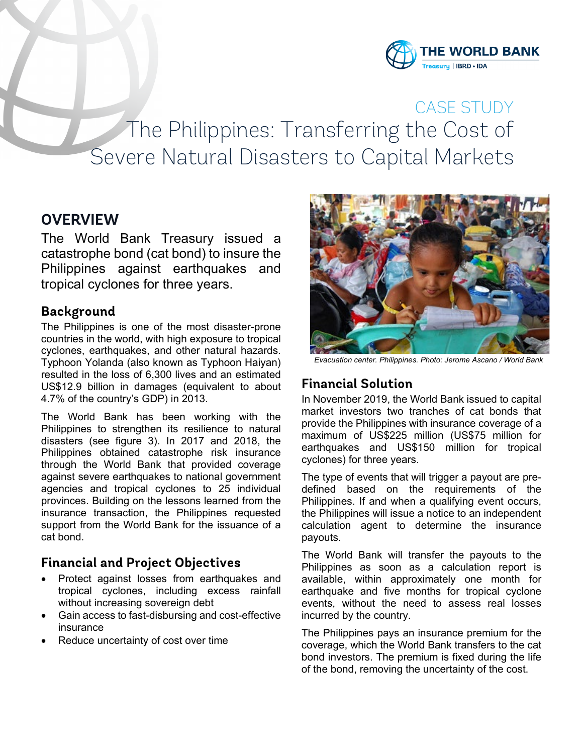CASE STUDY

# The Philippines: Transferring the Cost of Severe Natural Disasters to Capital Markets

## OVERVIEW

The World Bank Treasury issued a catastrophe bond (cat bond) to insure the Philippines against earthquakes and tropical cyclones for three years.

### Background

The Philippines is one of the most disaster-prone countries in the world, with high exposure to tropical cyclones, earthquakes, and other natural hazards. Typhoon Yolanda (also known as Typhoon Haiyan) resulted in the loss of 6,300 lives and an estimated US$12.9 billion in damages (equivalent to about 4.7% of the country's GDP) in 2013.

The World Bank has been working with the Philippines to strengthen its resilience to natural disasters (see figure 3). In 2017 and 2018, the Philippines obtained catastrophe risk insurance through the World Bank that provided coverage against severe earthquakes to national government agencies and tropical cyclones to 25 individual provinces. Building on the lessons learned from the insurance transaction, the Philippines requested support from the World Bank for the issuance of a cat bond.

### Financial and Project Objectives

- Protect against losses from earthquakes and tropical cyclones, including excess rainfall without increasing sovereign debt
- Gain access to fast-disbursing and cost-effective insurance
- Reduce uncertainty of cost over time

*Evacuation center. Philippines. Photo: Jerome Ascano / World Bank*

### Financial Solution

In November 2019, the World Bank issued to capital market investors two tranches of cat bonds that provide the Philippines with insurance coverage of a maximum of US$225 million (US$75 million for earthquakes and US$150 million for tropical cyclones) for three years.

The type of events that will trigger a payout are pre-defined based on the requirements of the Philippines. If and when a qualifying event occurs, the Philippines will issue a notice to an independent calculation agent to determine the insurance payouts.

The World Bank will transfer the payouts to the Philippines as soon as a calculation report is available, within approximately one month for earthquake and five months for tropical cyclone events, without the need to assess real losses incurred by the country.

The Philippines pays an insurance premium for the coverage, which the World Bank transfers to the cat bond investors. The premium is fixed during the life of the bond, removing the uncertainty of the cost.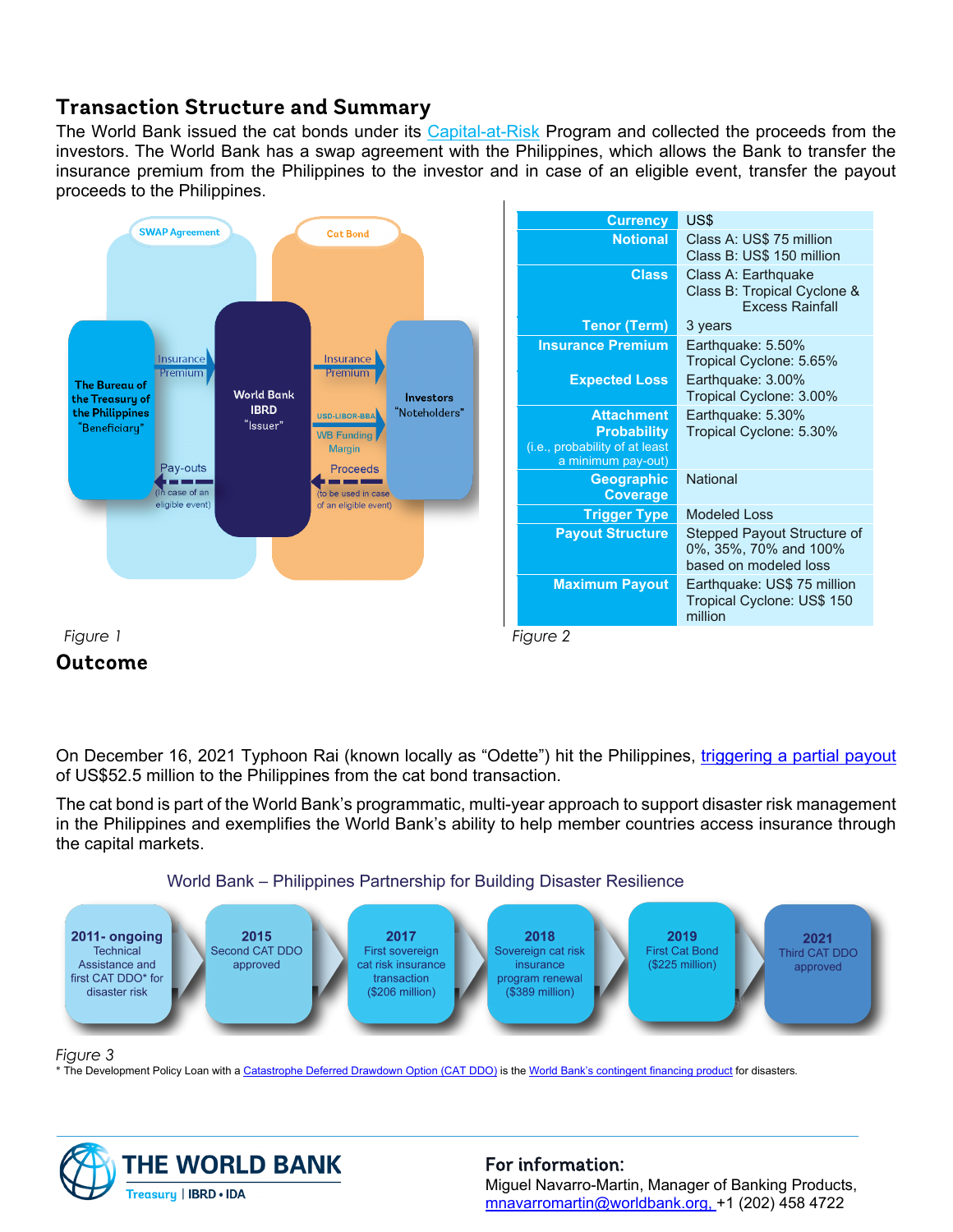## Transaction Structure and Summary

The World Bank issued the cat bonds under its Capital-at-Risk Program and collected the proceeds from the investors. The World Bank has a swap agreement with the Philippines, which allows the Bank to transfer the insurance premium from the Philippines to the investor and in case of an eligible event, transfer the payout proceeds to the Philippines.

SWAP Agreement

Cat Bond

The Bureau of the Treasury of the Philippines "Beneficiary"

Insurance Premium

Pay-outs (In case of an eligible event)

World Bank IBRD "Issuer"

Insurance Premium

USD-LIBOR-BBA

WB Funding Margin

Proceeds (to be used in case of an eligible event)

Investors "Noteholders"

*Figure 1*

| | |
|---|---|
| **Currency** | US$ |
| **Notional** | Class A: US$ 75 million<br>Class B: US$ 150 million |
| **Class** | Class A: Earthquake<br>Class B: Tropical Cyclone & Excess Rainfall |
| **Tenor (Term)** | 3 years |
| **Insurance Premium** | Earthquake: 5.50%<br>Tropical Cyclone: 5.65% |
| **Expected Loss** | Earthquake: 3.00%<br>Tropical Cyclone: 3.00% |
| **Attachment Probability** (i.e., probability of at least a minimum pay-out) | Earthquake: 5.30%<br>Tropical Cyclone: 5.30% |
| **Geographic Coverage** | National |
| **Trigger Type** | Modeled Loss |
| **Payout Structure** | Stepped Payout Structure of 0%, 35%, 70% and 100% based on modeled loss |
| **Maximum Payout** | Earthquake: US$ 75 million<br>Tropical Cyclone: US$ 150 million |

*Figure 2*

## Outcome

On December 16, 2021 Typhoon Rai (known locally as "Odette") hit the Philippines, triggering a partial payout of US$52.5 million to the Philippines from the cat bond transaction.

The cat bond is part of the World Bank's programmatic, multi-year approach to support disaster risk management in the Philippines and exemplifies the World Bank's ability to help member countries access insurance through the capital markets.

World Bank – Philippines Partnership for Building Disaster Resilience

**2011- ongoing** Technical Assistance and first CAT DDO* for disaster risk

**2015** Second CAT DDO approved

**2017** First sovereign cat risk insurance transaction ($206 million)

**2018** Sovereign cat risk insurance program renewal ($389 million)

**2019** First Cat Bond ($225 million)

**2021** Third CAT DDO approved

*Figure 3*

* The Development Policy Loan with a Catastrophe Deferred Drawdown Option (CAT DDO) is the World Bank's contingent financing product for disasters.

THE WORLD BANK
Treasury | IBRD • IDA

**For information:**
Miguel Navarro-Martin, Manager of Banking Products, mnavarromartin@worldbank.org, +1 (202) 458 4722